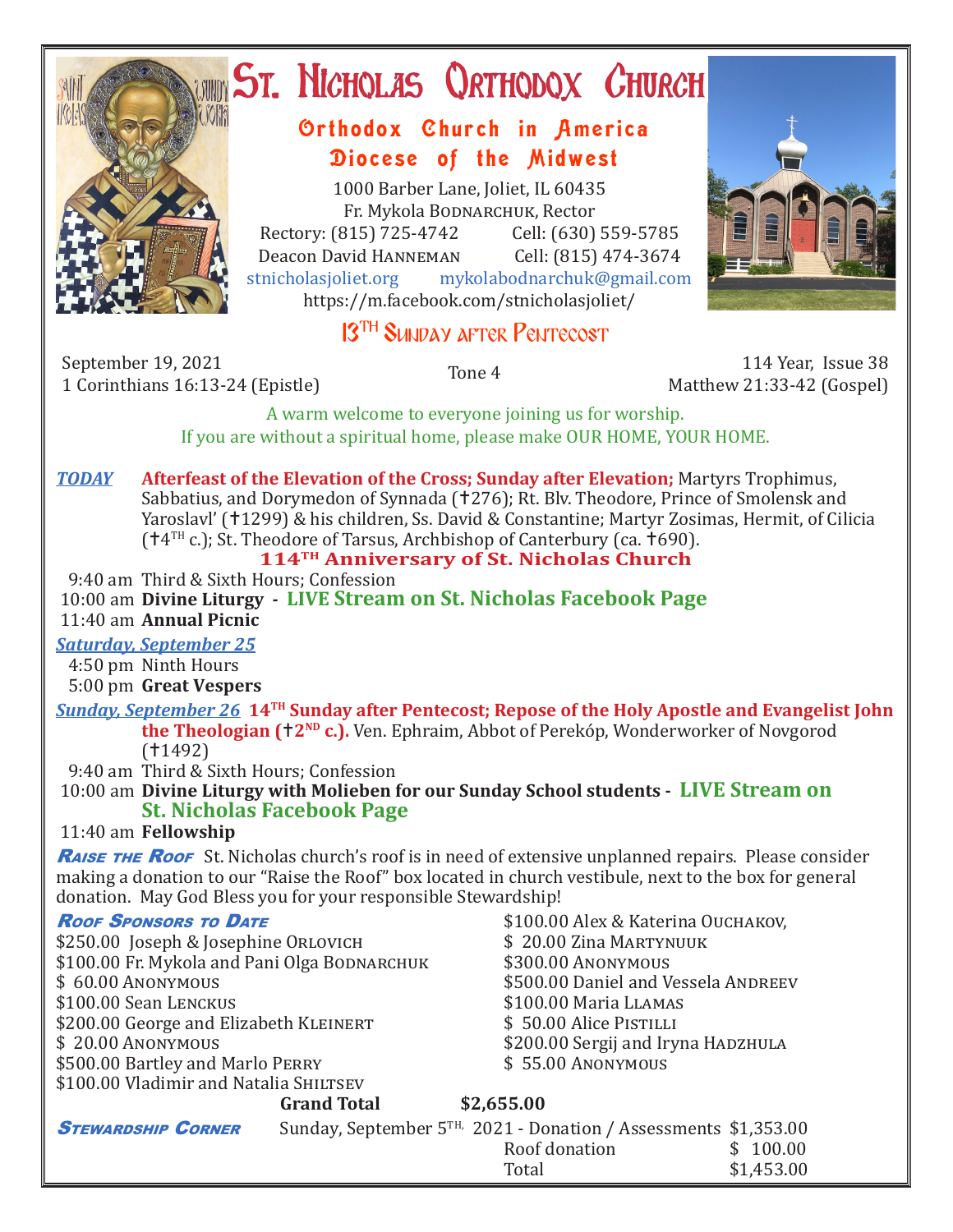# St. Nicholas Orthodox Church

## Orthodox Church in America
## Diocese of the Midwest

1000 Barber Lane, Joliet, IL 60435
Fr. Mykola Bodnarchuk, Rector
Rectory: (815) 725-4742 Cell: (630) 559-5785
Deacon David Hanneman Cell: (815) 474-3674
stnicholasjoliet.org mykolabodnarchuk@gmail.com
https://m.facebook.com/stnicholasjoliet/

## 13th Sunday after Pentecost

September 19, 2021 | Tone 4 | 114 Year, Issue 38
1 Corinthians 16:13-24 (Epistle) | Matthew 21:33-42 (Gospel)

A warm welcome to everyone joining us for worship.
If you are without a spiritual home, please make OUR HOME, YOUR HOME.

***TODAY*** **Afterfeast of the Elevation of the Cross; Sunday after Elevation;** Martyrs Trophimus, Sabbatius, and Dorymedon of Synnada (†276); Rt. Blv. Theodore, Prince of Smolensk and Yaroslavl' (†1299) & his children, Ss. David & Constantine; Martyr Zosimas, Hermit, of Cilicia (†4th c.); St. Theodore of Tarsus, Archbishop of Canterbury (ca. †690).

**114th Anniversary of St. Nicholas Church**

- 9:40 am Third & Sixth Hours; Confession
- 10:00 am **Divine Liturgy - LIVE Stream on St. Nicholas Facebook Page**
- 11:40 am **Annual Picnic**

***Saturday, September 25***

- 4:50 pm Ninth Hours
- 5:00 pm **Great Vespers**

***Sunday, September 26*** **14th Sunday after Pentecost; Repose of the Holy Apostle and Evangelist John the Theologian (†2nd c.).** Ven. Ephraim, Abbot of Perekóp, Wonderworker of Novgorod (†1492)

- 9:40 am Third & Sixth Hours; Confession
- 10:00 am **Divine Liturgy with Molieben for our Sunday School students - LIVE Stream on St. Nicholas Facebook Page**
- 11:40 am **Fellowship**

***Raise the Roof*** St. Nicholas church's roof is in need of extensive unplanned repairs. Please consider making a donation to our "Raise the Roof" box located in church vestibule, next to the box for general donation. May God Bless you for your responsible Stewardship!

***Roof Sponsors to Date***

- $250.00 Joseph & Josephine Orlovich
- $100.00 Fr. Mykola and Pani Olga Bodnarchuk
- $ 60.00 Anonymous
- $100.00 Sean Lenckus
- $200.00 George and Elizabeth Kleinert
- $ 20.00 Anonymous
- $500.00 Bartley and Marlo Perry
- $100.00 Vladimir and Natalia Shiltsev
- $100.00 Alex & Katerina Ouchakov,
- $ 20.00 Zina Martynuuk
- $300.00 Anonymous
- $500.00 Daniel and Vessela Andreev
- $100.00 Maria Llamas
- $ 50.00 Alice Pistilli
- $200.00 Sergij and Iryna Hadzhula
- $ 55.00 Anonymous

**Grand Total $2,655.00**

***Stewardship Corner***

| Sunday, September 5th, 2021 - Donation / Assessments | $1,353.00 |
|---|---|
| Roof donation | $ 100.00 |
| Total | $1,453.00 |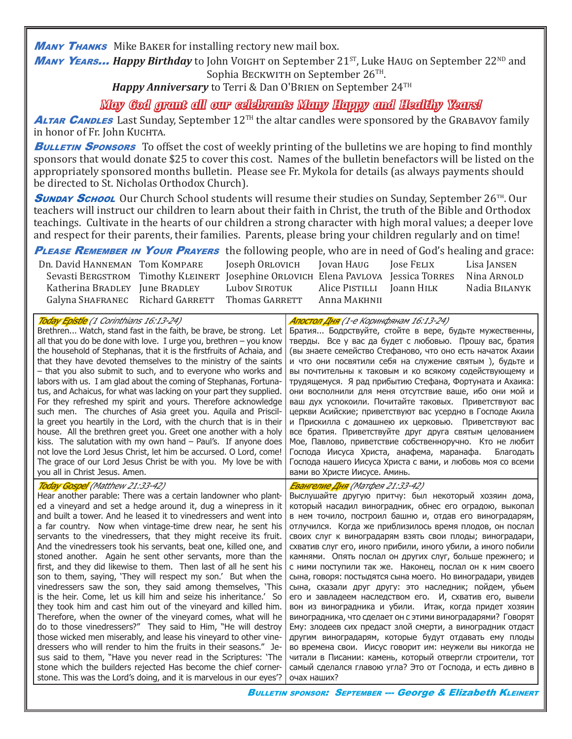***Many Thanks*** Mike Baker for installing rectory new mail box.

***Many Years...*** ***Happy Birthday*** to John Voight on September 21st, Luke Haug on September 22nd and Sophia Beckwith on September 26th.

***Happy Anniversary*** to Terri & Dan O'Brien on September 24th

***May God grant all our celebrants Many Happy and Healthy Years!***

***Altar Candles*** Last Sunday, September 12th the altar candles were sponsored by the Grabavoy family in honor of Fr. John Kuchta.

***Bulletin Sponsors*** To offset the cost of weekly printing of the bulletins we are hoping to find monthly sponsors that would donate $25 to cover this cost. Names of the bulletin benefactors will be listed on the appropriately sponsored months bulletin. Please see Fr. Mykola for details (as always payments should be directed to St. Nicholas Orthodox Church).

***Sunday School*** Our Church School students will resume their studies on Sunday, September 26th. Our teachers will instruct our children to learn about their faith in Christ, the truth of the Bible and Orthodox teachings. Cultivate in the hearts of our children a strong character with high moral values; a deeper love and respect for their parents, their families. Parents, please bring your children regularly and on time!

***Please Remember in Your Prayers*** the following people, who are in need of God's healing and grace:

| | | | | | |
|---|---|---|---|---|---|
| Dn. David Hanneman | Tom Kompare | Joseph Orlovich | Jovan Haug | Jose Felix | Lisa Jansen |
| Sevasti Bergstrom | Timothy Kleinert | Josephine Orlovich | Elena Pavlova | Jessica Torres | Nina Arnold |
| Katherina Bradley | June Bradley | Lubov Sirotuk | Alice Pistilli | Joann Hilk | Nadia Bilanyk |
| Galyna Shafranec | Richard Garrett | Thomas Garrett | Anna Makhnii | | |

*Today Epistle (1 Corinthians 16:13-24)*

Brethren... Watch, stand fast in the faith, be brave, be strong. Let all that you do be done with love. I urge you, brethren – you know the household of Stephanas, that it is the firstfruits of Achaia, and that they have devoted themselves to the ministry of the saints – that you also submit to such, and to everyone who works and labors with us. I am glad about the coming of Stephanas, Fortunatus, and Achaicus, for what was lacking on your part they supplied. For they refreshed my spirit and yours. Therefore acknowledge such men. The churches of Asia greet you. Aquila and Priscilla greet you heartily in the Lord, with the church that is in their house. All the brethren greet you. Greet one another with a holy kiss. The salutation with my own hand – Paul's. If anyone does not love the Lord Jesus Christ, let him be accursed. O Lord, come! The grace of our Lord Jesus Christ be with you. My love be with you all in Christ Jesus. Amen.

*Апостол Дня (1-е Коринфянам 16:13-24)*

Братия... Бодрствуйте, стойте в вере, будьте мужественны, тверды. Все у вас да будет с любовью. Прошу вас, братия (вы знаете семейство Стефаново, что оно есть начаток Ахаии и что они посвятили себя на служение святым ), будьте и вы почтительны к таковым и ко всякому содействующему и трудящемуся. Я рад прибытию Стефана, Фортуната и Ахаика: они восполнили для меня отсутствие ваше, ибо они мой и ваш дух успокоили. Почитайте таковых. Приветствуют вас церкви Асийские; приветствуют вас усердно в Господе Акила и Прискилла с домашнею их церковью. Приветствуют вас все братия. Приветствуйте друг друга святым целованием Мое, Павлово, приветствие собственноручно. Кто не любит Господа Иисуса Христа, анафема, маранафа. Благодать Господа нашего Иисуса Христа с вами, и любовь моя со всеми вами во Христе Иисусе. Аминь.

*Today Gospel (Matthew 21:33-42)*

Hear another parable: There was a certain landowner who planted a vineyard and set a hedge around it, dug a winepress in it and built a tower. And he leased it to vinedressers and went into a far country. Now when vintage-time drew near, he sent his servants to the vinedressers, that they might receive its fruit. And the vinedressers took his servants, beat one, killed one, and stoned another. Again he sent other servants, more than the first, and they did likewise to them. Then last of all he sent his son to them, saying, 'They will respect my son.' But when the vinedressers saw the son, they said among themselves, 'This is the heir. Come, let us kill him and seize his inheritance.' So they took him and cast him out of the vineyard and killed him. Therefore, when the owner of the vineyard comes, what will he do to those vinedressers?" They said to Him, "He will destroy those wicked men miserably, and lease his vineyard to other vinedressers who will render to him the fruits in their seasons." Jesus said to them, "Have you never read in the Scriptures: 'The stone which the builders rejected Has become the chief cornerstone. This was the Lord's doing, and it is marvelous in our eyes'?

*Евангелие Дня (Матфея 21:33-42)*

Выслушайте другую притчу: был некоторый хозяин дома, который насадил виноградник, обнес его оградою, выкопал в нем точило, построил башню и, отдав его виноградарям, отлучился. Когда же приблизилось время плодов, он послал своих слуг к виноградарям взять свои плоды; виноградари, схватив слуг его, иного прибили, иного убили, а иного побили камнями. Опять послал он других слуг, больше прежнего; и с ними поступили так же. Наконец, послал он к ним своего сына, говоря: постыдятся сына моего. Но виноградари, увидев сына, сказали друг другу: это наследник; пойдем, убьем его и завладеем наследством его. И, схватив его, вывели вон из виноградника и убили. Итак, когда придет хозяин виноградника, что сделает он с этими виноградарями? Говорят Ему: злодеев сих предаст злой смерти, а виноградник отдаст другим виноградарям, которые будут отдавать ему плоды во времена свои. Иисус говорит им: неужели вы никогда не читали в Писании: камень, который отвергли строители, тот самый сделался главою угла? Это от Господа, и есть дивно в очах наших?

***Bulletin sponsor: September --- George & Elizabeth Kleinert***